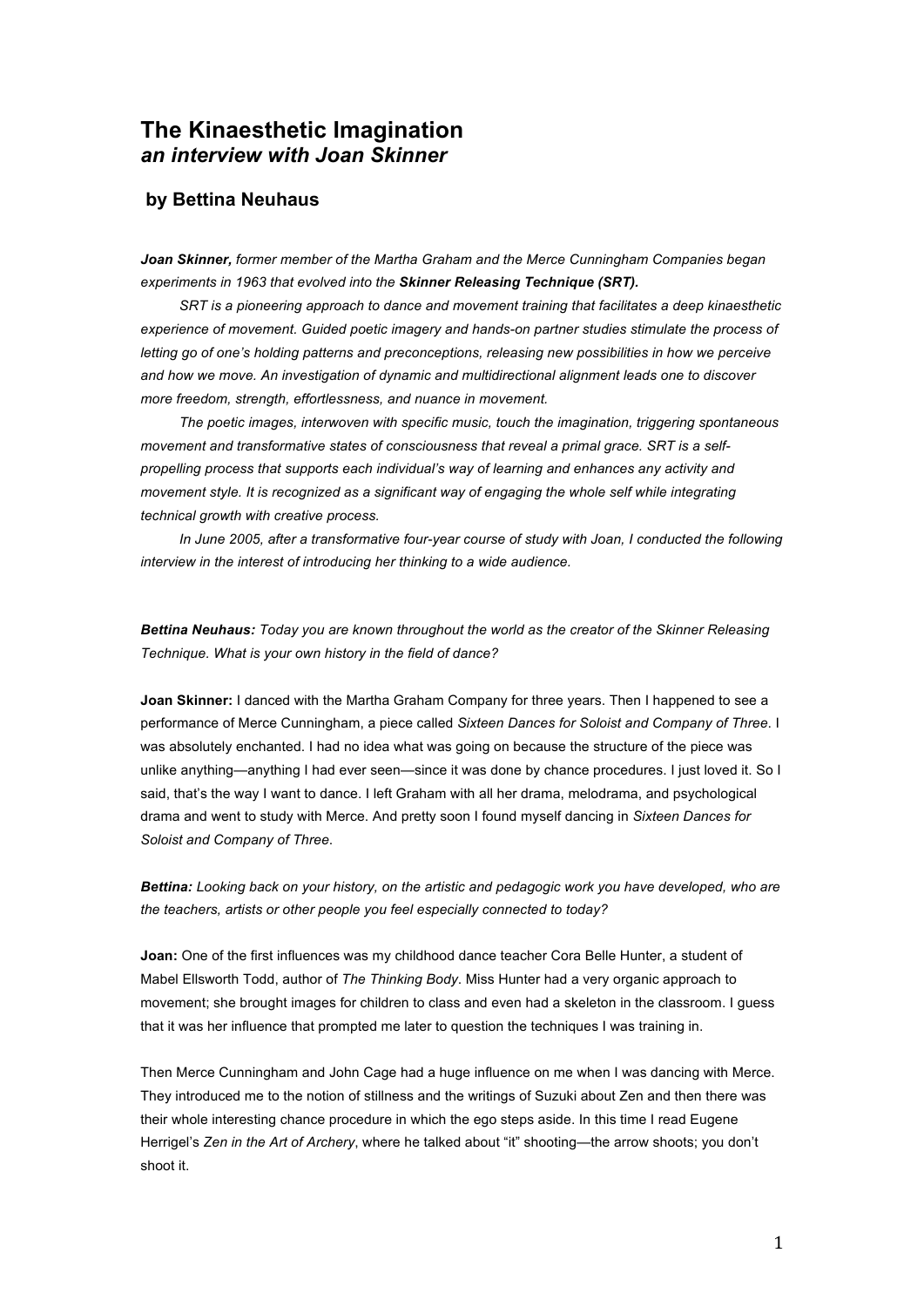# The Kinaesthetic Imagination
## *an interview with Joan Skinner*

### by Bettina Neuhaus

***Joan Skinner,*** *former member of the Martha Graham and the Merce Cunningham Companies began experiments in 1963 that evolved into the* ***Skinner Releasing Technique (SRT).***

*SRT is a pioneering approach to dance and movement training that facilitates a deep kinaesthetic experience of movement. Guided poetic imagery and hands-on partner studies stimulate the process of letting go of one's holding patterns and preconceptions, releasing new possibilities in how we perceive and how we move. An investigation of dynamic and multidirectional alignment leads one to discover more freedom, strength, effortlessness, and nuance in movement.*

*The poetic images, interwoven with specific music, touch the imagination, triggering spontaneous movement and transformative states of consciousness that reveal a primal grace. SRT is a self-propelling process that supports each individual's way of learning and enhances any activity and movement style. It is recognized as a significant way of engaging the whole self while integrating technical growth with creative process.*

*In June 2005, after a transformative four-year course of study with Joan, I conducted the following interview in the interest of introducing her thinking to a wide audience.*

***Bettina Neuhaus:*** *Today you are known throughout the world as the creator of the Skinner Releasing Technique. What is your own history in the field of dance?*

**Joan Skinner:** I danced with the Martha Graham Company for three years. Then I happened to see a performance of Merce Cunningham, a piece called *Sixteen Dances for Soloist and Company of Three*. I was absolutely enchanted. I had no idea what was going on because the structure of the piece was unlike anything—anything I had ever seen—since it was done by chance procedures. I just loved it. So I said, that's the way I want to dance. I left Graham with all her drama, melodrama, and psychological drama and went to study with Merce. And pretty soon I found myself dancing in *Sixteen Dances for Soloist and Company of Three*.

***Bettina:*** *Looking back on your history, on the artistic and pedagogic work you have developed, who are the teachers, artists or other people you feel especially connected to today?*

**Joan:** One of the first influences was my childhood dance teacher Cora Belle Hunter, a student of Mabel Ellsworth Todd, author of *The Thinking Body*. Miss Hunter had a very organic approach to movement; she brought images for children to class and even had a skeleton in the classroom. I guess that it was her influence that prompted me later to question the techniques I was training in.

Then Merce Cunningham and John Cage had a huge influence on me when I was dancing with Merce. They introduced me to the notion of stillness and the writings of Suzuki about Zen and then there was their whole interesting chance procedure in which the ego steps aside. In this time I read Eugene Herrigel's *Zen in the Art of Archery*, where he talked about "it" shooting—the arrow shoots; you don't shoot it.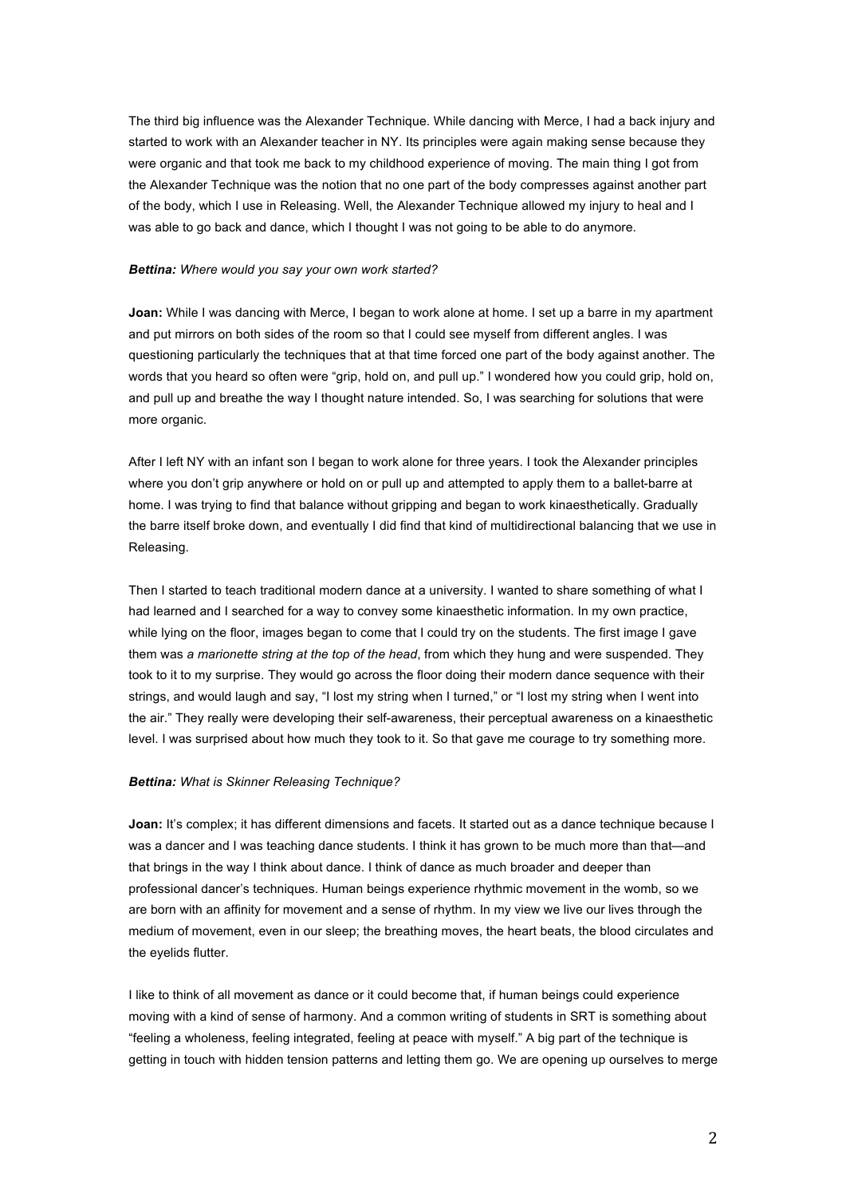The third big influence was the Alexander Technique. While dancing with Merce, I had a back injury and started to work with an Alexander teacher in NY. Its principles were again making sense because they were organic and that took me back to my childhood experience of moving. The main thing I got from the Alexander Technique was the notion that no one part of the body compresses against another part of the body, which I use in Releasing. Well, the Alexander Technique allowed my injury to heal and I was able to go back and dance, which I thought I was not going to be able to do anymore.

***Bettina:*** *Where would you say your own work started?*

**Joan:** While I was dancing with Merce, I began to work alone at home. I set up a barre in my apartment and put mirrors on both sides of the room so that I could see myself from different angles. I was questioning particularly the techniques that at that time forced one part of the body against another. The words that you heard so often were "grip, hold on, and pull up." I wondered how you could grip, hold on, and pull up and breathe the way I thought nature intended. So, I was searching for solutions that were more organic.

After I left NY with an infant son I began to work alone for three years. I took the Alexander principles where you don't grip anywhere or hold on or pull up and attempted to apply them to a ballet-barre at home. I was trying to find that balance without gripping and began to work kinaesthetically. Gradually the barre itself broke down, and eventually I did find that kind of multidirectional balancing that we use in Releasing.

Then I started to teach traditional modern dance at a university. I wanted to share something of what I had learned and I searched for a way to convey some kinaesthetic information. In my own practice, while lying on the floor, images began to come that I could try on the students. The first image I gave them was *a marionette string at the top of the head*, from which they hung and were suspended. They took to it to my surprise. They would go across the floor doing their modern dance sequence with their strings, and would laugh and say, "I lost my string when I turned," or "I lost my string when I went into the air." They really were developing their self-awareness, their perceptual awareness on a kinaesthetic level. I was surprised about how much they took to it. So that gave me courage to try something more.

***Bettina:*** *What is Skinner Releasing Technique?*

**Joan:** It's complex; it has different dimensions and facets. It started out as a dance technique because I was a dancer and I was teaching dance students. I think it has grown to be much more than that—and that brings in the way I think about dance. I think of dance as much broader and deeper than professional dancer's techniques. Human beings experience rhythmic movement in the womb, so we are born with an affinity for movement and a sense of rhythm. In my view we live our lives through the medium of movement, even in our sleep; the breathing moves, the heart beats, the blood circulates and the eyelids flutter.

I like to think of all movement as dance or it could become that, if human beings could experience moving with a kind of sense of harmony. And a common writing of students in SRT is something about "feeling a wholeness, feeling integrated, feeling at peace with myself." A big part of the technique is getting in touch with hidden tension patterns and letting them go. We are opening up ourselves to merge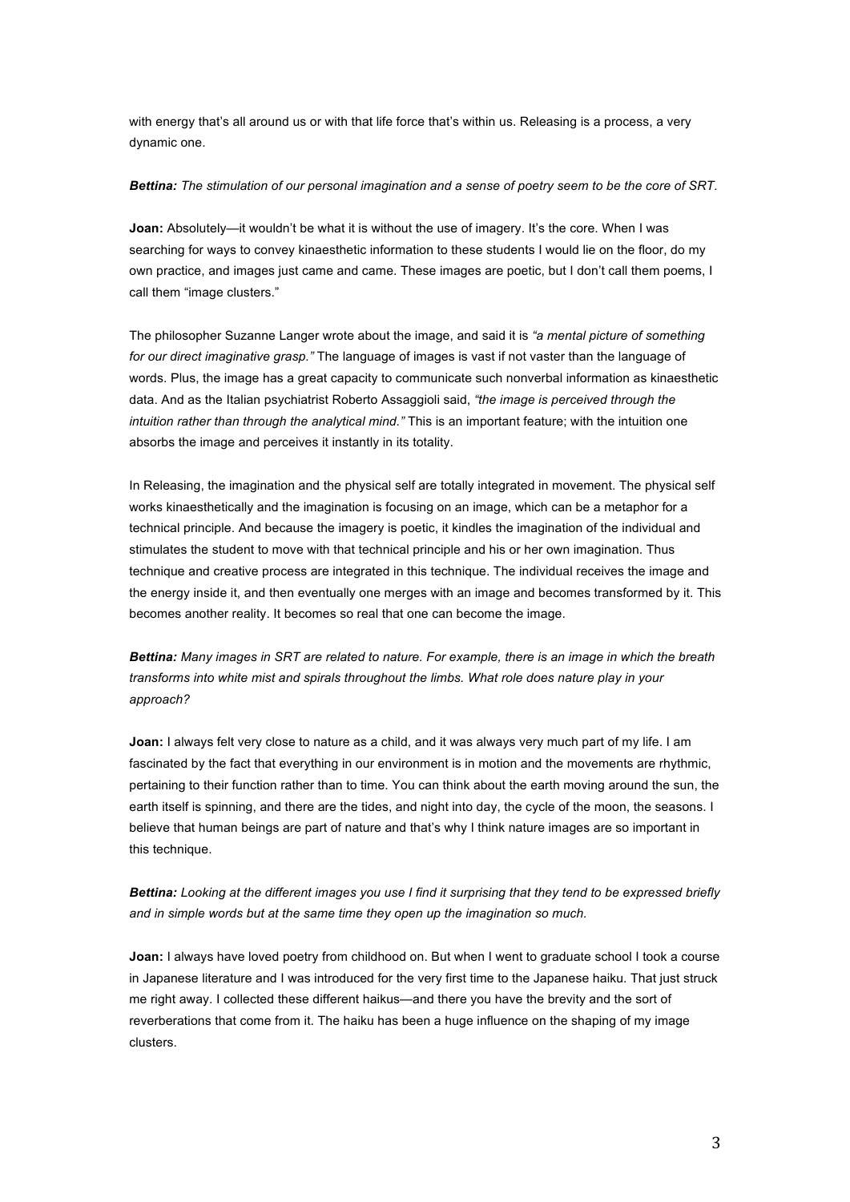with energy that's all around us or with that life force that's within us. Releasing is a process, a very dynamic one.

***Bettina:*** *The stimulation of our personal imagination and a sense of poetry seem to be the core of SRT.*

**Joan:** Absolutely—it wouldn't be what it is without the use of imagery. It's the core. When I was searching for ways to convey kinaesthetic information to these students I would lie on the floor, do my own practice, and images just came and came. These images are poetic, but I don't call them poems, I call them "image clusters."

The philosopher Suzanne Langer wrote about the image, and said it is *"a mental picture of something for our direct imaginative grasp."* The language of images is vast if not vaster than the language of words. Plus, the image has a great capacity to communicate such nonverbal information as kinaesthetic data. And as the Italian psychiatrist Roberto Assaggioli said, *"the image is perceived through the intuition rather than through the analytical mind."* This is an important feature; with the intuition one absorbs the image and perceives it instantly in its totality.

In Releasing, the imagination and the physical self are totally integrated in movement. The physical self works kinaesthetically and the imagination is focusing on an image, which can be a metaphor for a technical principle. And because the imagery is poetic, it kindles the imagination of the individual and stimulates the student to move with that technical principle and his or her own imagination. Thus technique and creative process are integrated in this technique. The individual receives the image and the energy inside it, and then eventually one merges with an image and becomes transformed by it. This becomes another reality. It becomes so real that one can become the image.

***Bettina:*** *Many images in SRT are related to nature. For example, there is an image in which the breath transforms into white mist and spirals throughout the limbs. What role does nature play in your approach?*

**Joan:** I always felt very close to nature as a child, and it was always very much part of my life. I am fascinated by the fact that everything in our environment is in motion and the movements are rhythmic, pertaining to their function rather than to time. You can think about the earth moving around the sun, the earth itself is spinning, and there are the tides, and night into day, the cycle of the moon, the seasons. I believe that human beings are part of nature and that's why I think nature images are so important in this technique.

***Bettina:*** *Looking at the different images you use I find it surprising that they tend to be expressed briefly and in simple words but at the same time they open up the imagination so much.*

**Joan:** I always have loved poetry from childhood on. But when I went to graduate school I took a course in Japanese literature and I was introduced for the very first time to the Japanese haiku. That just struck me right away. I collected these different haikus—and there you have the brevity and the sort of reverberations that come from it. The haiku has been a huge influence on the shaping of my image clusters.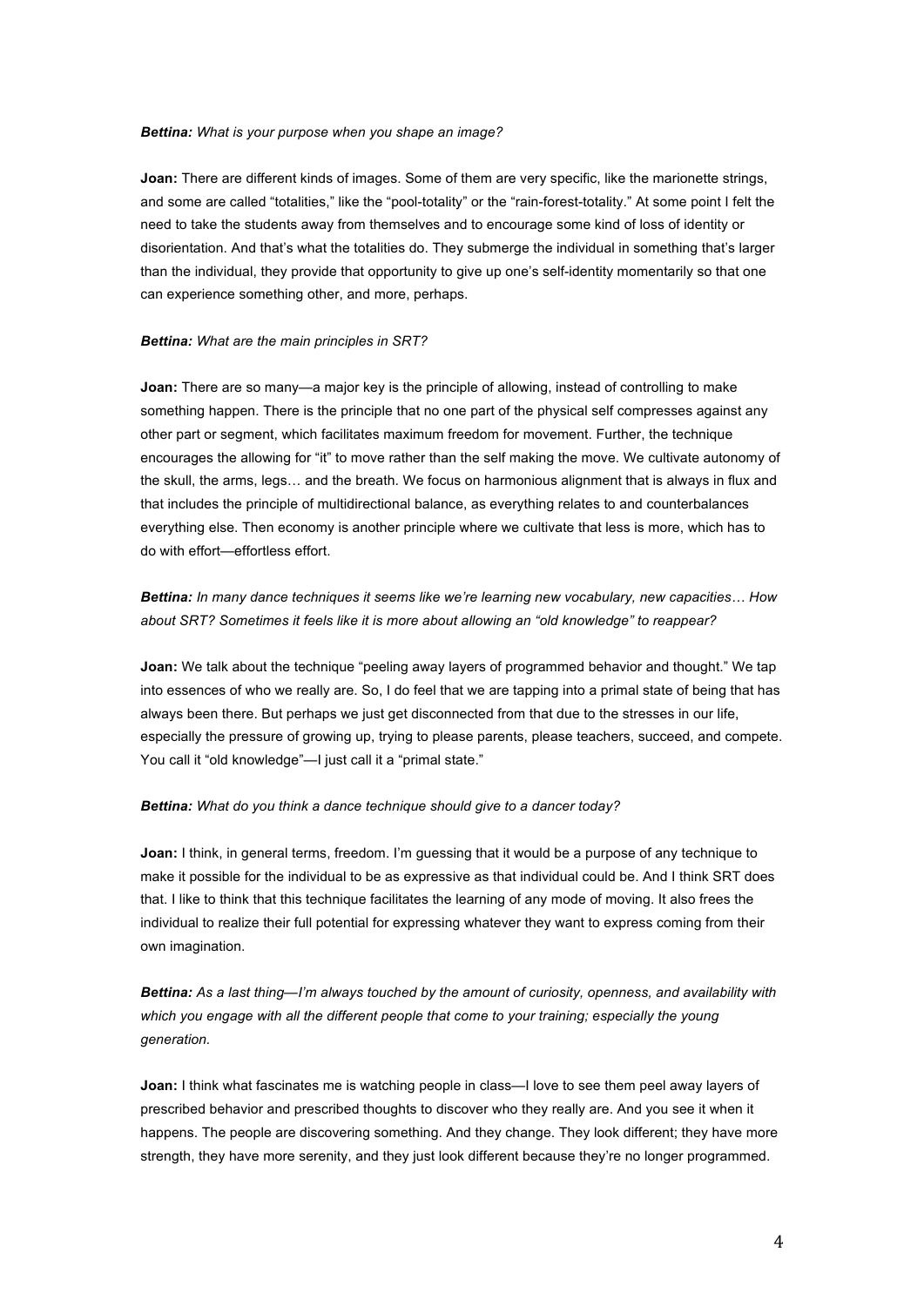***Bettina:*** *What is your purpose when you shape an image?*

**Joan:** There are different kinds of images. Some of them are very specific, like the marionette strings, and some are called "totalities," like the "pool-totality" or the "rain-forest-totality." At some point I felt the need to take the students away from themselves and to encourage some kind of loss of identity or disorientation. And that's what the totalities do. They submerge the individual in something that's larger than the individual, they provide that opportunity to give up one's self-identity momentarily so that one can experience something other, and more, perhaps.

***Bettina:*** *What are the main principles in SRT?*

**Joan:** There are so many—a major key is the principle of allowing, instead of controlling to make something happen. There is the principle that no one part of the physical self compresses against any other part or segment, which facilitates maximum freedom for movement. Further, the technique encourages the allowing for "it" to move rather than the self making the move. We cultivate autonomy of the skull, the arms, legs… and the breath. We focus on harmonious alignment that is always in flux and that includes the principle of multidirectional balance, as everything relates to and counterbalances everything else. Then economy is another principle where we cultivate that less is more, which has to do with effort—effortless effort.

***Bettina:*** *In many dance techniques it seems like we're learning new vocabulary, new capacities… How about SRT? Sometimes it feels like it is more about allowing an "old knowledge" to reappear?*

**Joan:** We talk about the technique "peeling away layers of programmed behavior and thought." We tap into essences of who we really are. So, I do feel that we are tapping into a primal state of being that has always been there. But perhaps we just get disconnected from that due to the stresses in our life, especially the pressure of growing up, trying to please parents, please teachers, succeed, and compete. You call it "old knowledge"—I just call it a "primal state."

***Bettina:*** *What do you think a dance technique should give to a dancer today?*

**Joan:** I think, in general terms, freedom. I'm guessing that it would be a purpose of any technique to make it possible for the individual to be as expressive as that individual could be. And I think SRT does that. I like to think that this technique facilitates the learning of any mode of moving. It also frees the individual to realize their full potential for expressing whatever they want to express coming from their own imagination.

***Bettina:*** *As a last thing—I'm always touched by the amount of curiosity, openness, and availability with which you engage with all the different people that come to your training; especially the young generation.*

**Joan:** I think what fascinates me is watching people in class—I love to see them peel away layers of prescribed behavior and prescribed thoughts to discover who they really are. And you see it when it happens. The people are discovering something. And they change. They look different; they have more strength, they have more serenity, and they just look different because they're no longer programmed.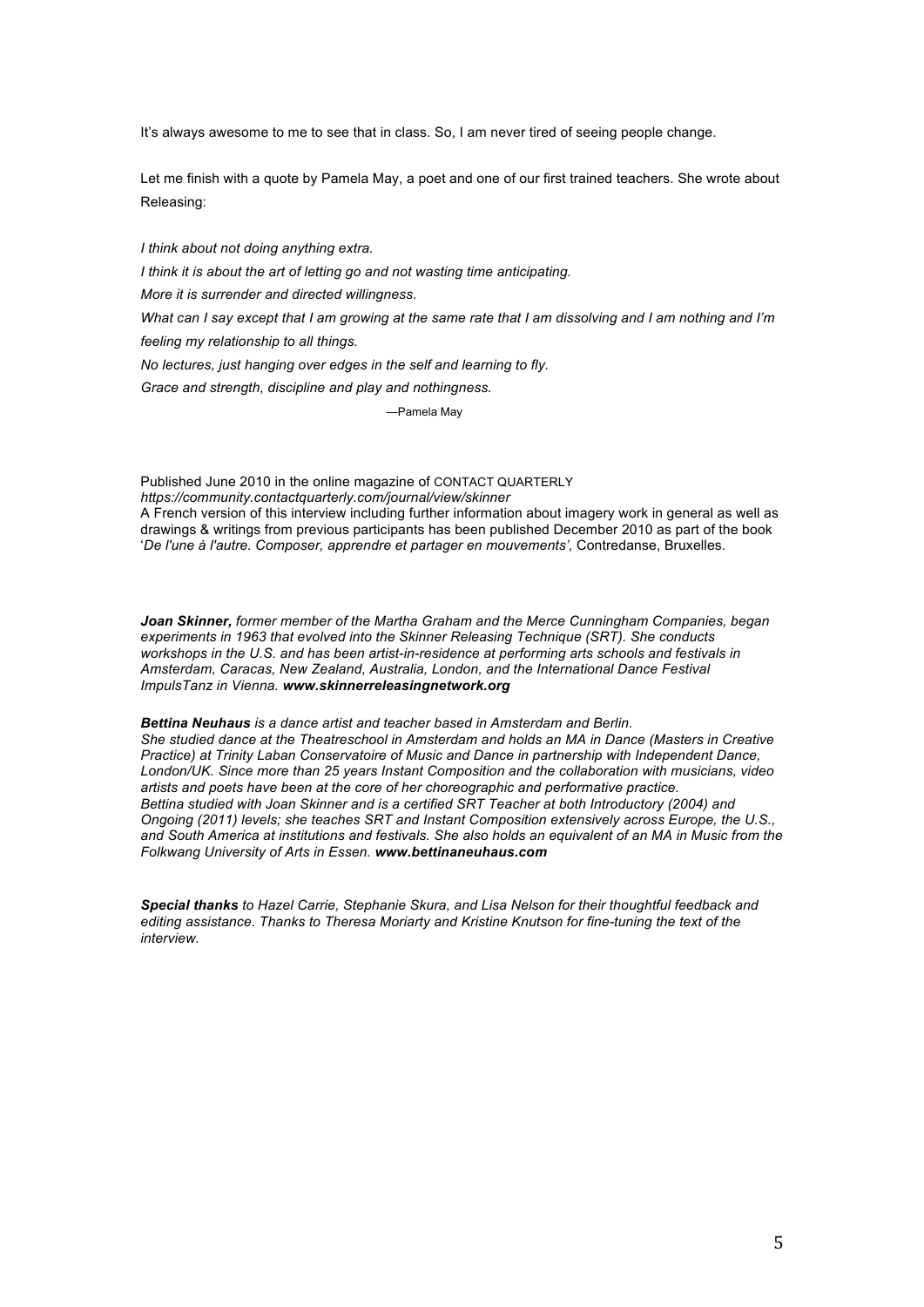It's always awesome to me to see that in class. So, I am never tired of seeing people change.

Let me finish with a quote by Pamela May, a poet and one of our first trained teachers. She wrote about Releasing:

*I think about not doing anything extra.*

*I think it is about the art of letting go and not wasting time anticipating.*

*More it is surrender and directed willingness.*

*What can I say except that I am growing at the same rate that I am dissolving and I am nothing and I'm feeling my relationship to all things.*

*No lectures, just hanging over edges in the self and learning to fly.*

*Grace and strength, discipline and play and nothingness.*

—Pamela May

Published June 2010 in the online magazine of CONTACT QUARTERLY
*https://community.contactquarterly.com/journal/view/skinner*
A French version of this interview including further information about imagery work in general as well as drawings & writings from previous participants has been published December 2010 as part of the book '*De l'une à l'autre. Composer, apprendre et partager en mouvements'*, Contredanse, Bruxelles.

***Joan Skinner,*** *former member of the Martha Graham and the Merce Cunningham Companies, began experiments in 1963 that evolved into the Skinner Releasing Technique (SRT). She conducts workshops in the U.S. and has been artist-in-residence at performing arts schools and festivals in Amsterdam, Caracas, New Zealand, Australia, London, and the International Dance Festival ImpulsTanz in Vienna.* ***www.skinnerreleasingnetwork.org***

***Bettina Neuhaus*** *is a dance artist and teacher based in Amsterdam and Berlin.*
*She studied dance at the Theatreschool in Amsterdam and holds an MA in Dance (Masters in Creative Practice) at Trinity Laban Conservatoire of Music and Dance in partnership with Independent Dance, London/UK. Since more than 25 years Instant Composition and the collaboration with musicians, video artists and poets have been at the core of her choreographic and performative practice.*
*Bettina studied with Joan Skinner and is a certified SRT Teacher at both Introductory (2004) and Ongoing (2011) levels; she teaches SRT and Instant Composition extensively across Europe, the U.S., and South America at institutions and festivals. She also holds an equivalent of an MA in Music from the Folkwang University of Arts in Essen.* ***www.bettinaneuhaus.com***

***Special thanks*** *to Hazel Carrie, Stephanie Skura, and Lisa Nelson for their thoughtful feedback and editing assistance. Thanks to Theresa Moriarty and Kristine Knutson for fine-tuning the text of the interview.*